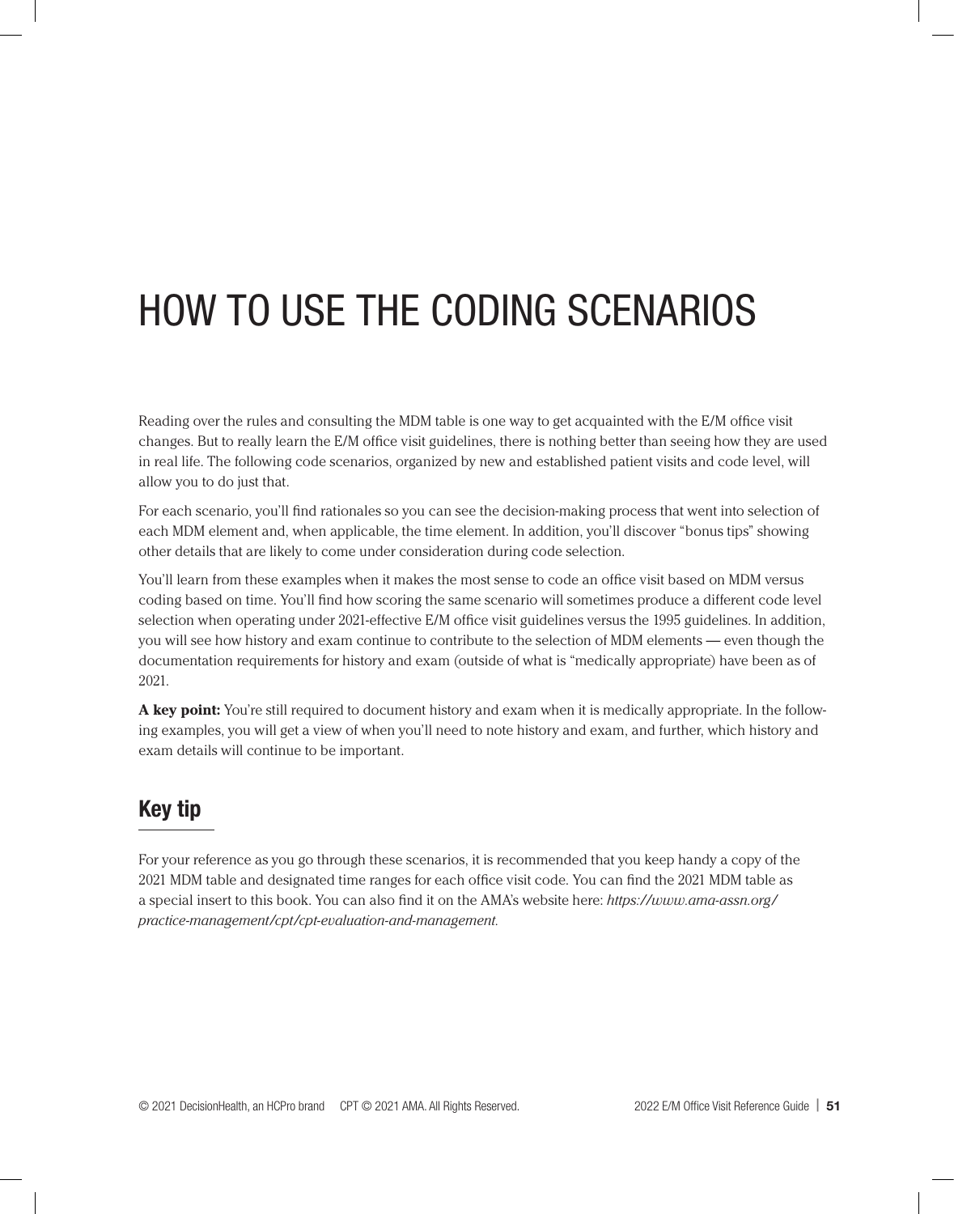# HOW TO USE THE CODING SCENARIOS

Reading over the rules and consulting the MDM table is one way to get acquainted with the E/M office visit changes. But to really learn the E/M office visit guidelines, there is nothing better than seeing how they are used in real life. The following code scenarios, organized by new and established patient visits and code level, will allow you to do just that.

For each scenario, you'll find rationales so you can see the decision-making process that went into selection of each MDM element and, when applicable, the time element. In addition, you'll discover "bonus tips" showing other details that are likely to come under consideration during code selection.

You'll learn from these examples when it makes the most sense to code an office visit based on MDM versus coding based on time. You'll find how scoring the same scenario will sometimes produce a different code level selection when operating under 2021-effective E/M office visit guidelines versus the 1995 guidelines. In addition, you will see how history and exam continue to contribute to the selection of MDM elements — even though the documentation requirements for history and exam (outside of what is "medically appropriate) have been as of 2021.

**A key point:** You're still required to document history and exam when it is medically appropriate. In the following examples, you will get a view of when you'll need to note history and exam, and further, which history and exam details will continue to be important.

## Key tip

For your reference as you go through these scenarios, it is recommended that you keep handy a copy of the 2021 MDM table and designated time ranges for each office visit code. You can find the 2021 MDM table as a special insert to this book. You can also find it on the AMA's website here: *https://www.ama-assn.org/practice-management/cpt/cpt-evaluation-and-management.*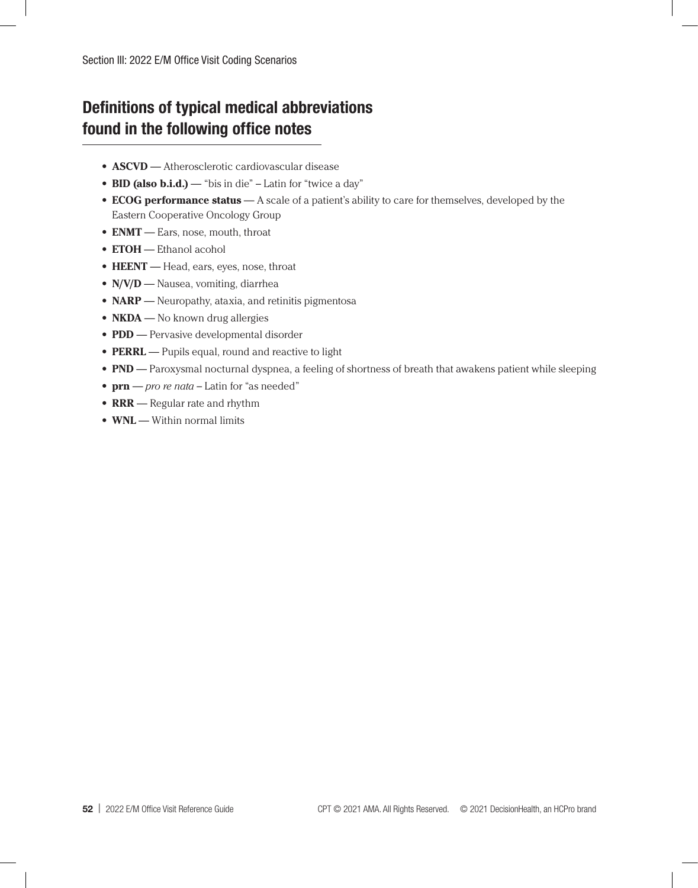## Definitions of typical medical abbreviations found in the following office notes

- **ASCVD —** Atherosclerotic cardiovascular disease
- **BID (also b.i.d.) —** "bis in die" – Latin for "twice a day"
- **ECOG performance status —** A scale of a patient's ability to care for themselves, developed by the Eastern Cooperative Oncology Group
- **ENMT —** Ears, nose, mouth, throat
- **ETOH —** Ethanol acohol
- **HEENT —** Head, ears, eyes, nose, throat
- **N/V/D —** Nausea, vomiting, diarrhea
- **NARP —** Neuropathy, ataxia, and retinitis pigmentosa
- **NKDA —** No known drug allergies
- **PDD —** Pervasive developmental disorder
- **PERRL —** Pupils equal, round and reactive to light
- **PND —** Paroxysmal nocturnal dyspnea, a feeling of shortness of breath that awakens patient while sleeping
- **prn —** *pro re nata* – Latin for "as needed"
- **RRR —** Regular rate and rhythm
- **WNL —** Within normal limits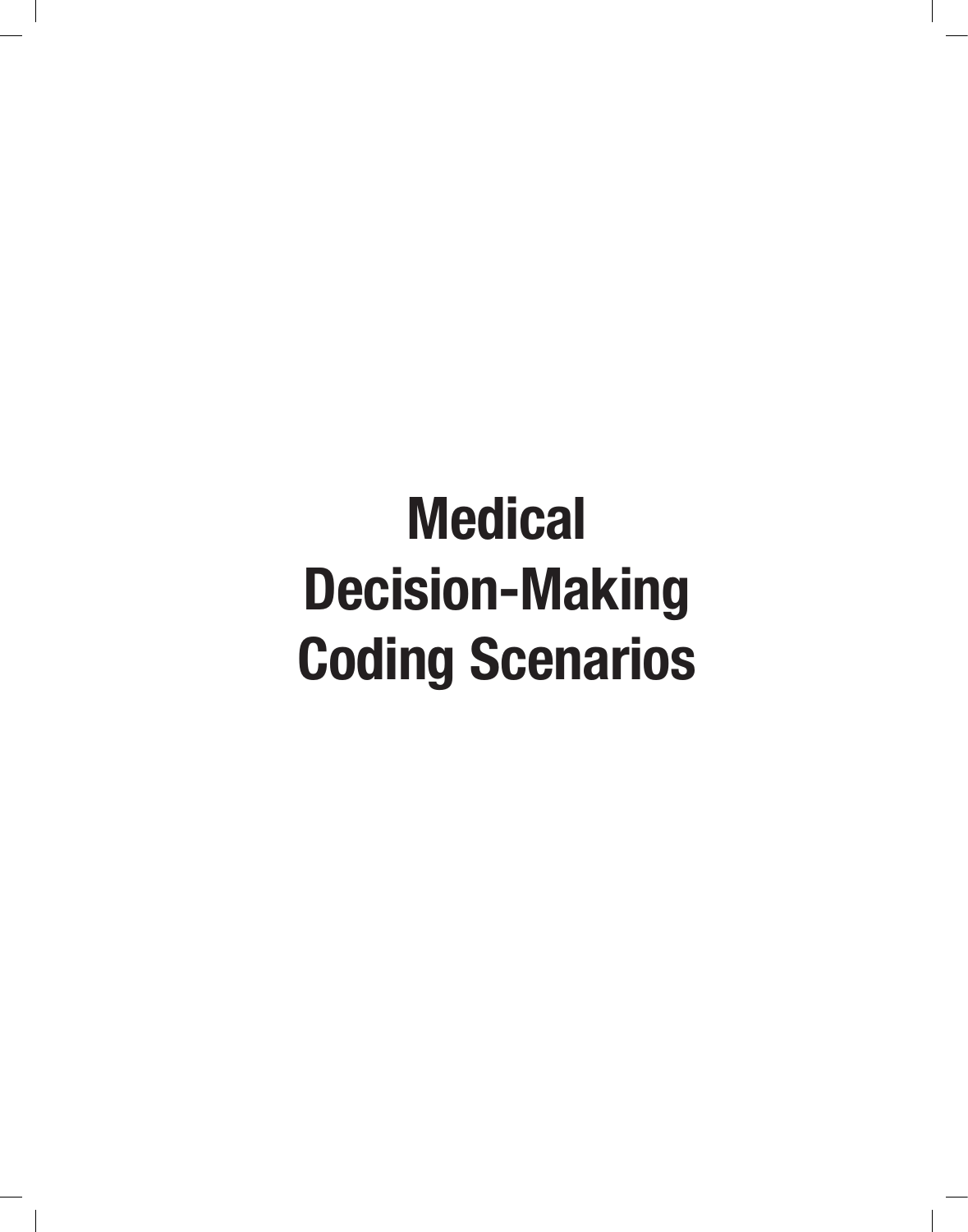# Medical Decision-Making Coding Scenarios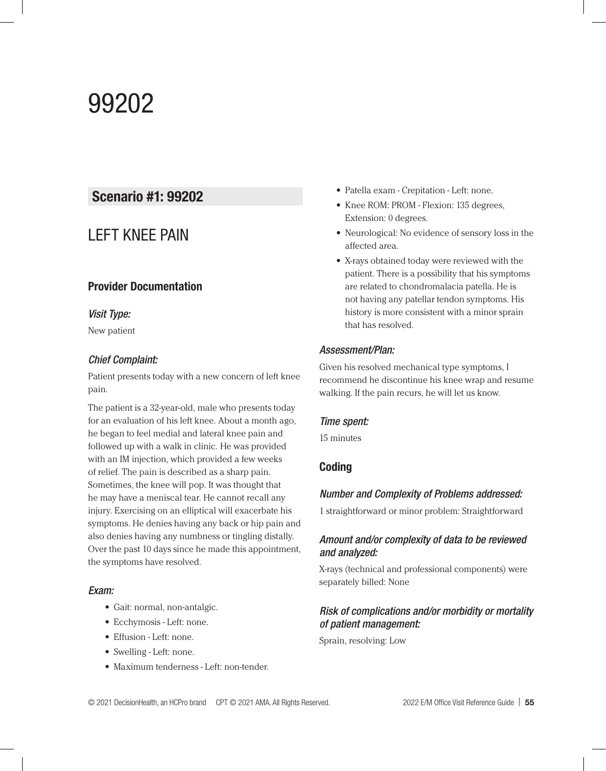# 99202

## Scenario #1: 99202

## LEFT KNEE PAIN

### Provider Documentation

*Visit Type:*

New patient

*Chief Complaint:*

Patient presents today with a new concern of left knee pain.

The patient is a 32-year-old, male who presents today for an evaluation of his left knee. About a month ago, he began to feel medial and lateral knee pain and followed up with a walk in clinic. He was provided with an IM injection, which provided a few weeks of relief. The pain is described as a sharp pain. Sometimes, the knee will pop. It was thought that he may have a meniscal tear. He cannot recall any injury. Exercising on an elliptical will exacerbate his symptoms. He denies having any back or hip pain and also denies having any numbness or tingling distally. Over the past 10 days since he made this appointment, the symptoms have resolved.

*Exam:*

- Gait: normal, non-antalgic.
- Ecchymosis - Left: none.
- Effusion - Left: none.
- Swelling - Left: none.
- Maximum tenderness - Left: non-tender.
- Patella exam - Crepitation - Left: none.
- Knee ROM: PROM - Flexion: 135 degrees, Extension: 0 degrees.
- Neurological: No evidence of sensory loss in the affected area.
- X-rays obtained today were reviewed with the patient. There is a possibility that his symptoms are related to chondromalacia patella. He is not having any patellar tendon symptoms. His history is more consistent with a minor sprain that has resolved.

*Assessment/Plan:*

Given his resolved mechanical type symptoms, I recommend he discontinue his knee wrap and resume walking. If the pain recurs, he will let us know.

*Time spent:*

15 minutes

### Coding

*Number and Complexity of Problems addressed:*

1 straightforward or minor problem: Straightforward

*Amount and/or complexity of data to be reviewed and analyzed:*

X-rays (technical and professional components) were separately billed: None

*Risk of complications and/or morbidity or mortality of patient management:*

Sprain, resolving: Low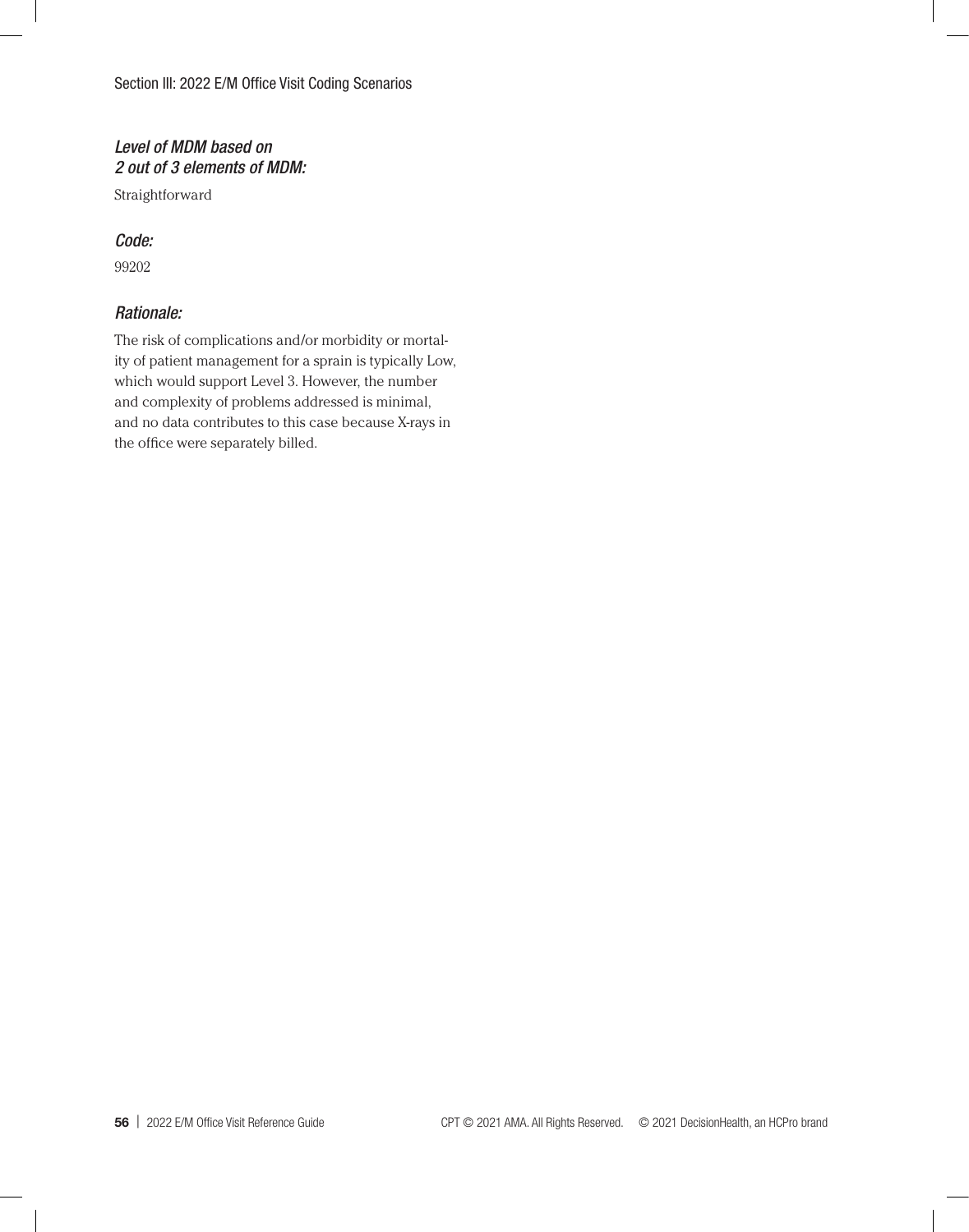*Level of MDM based on 2 out of 3 elements of MDM:*

Straightforward

*Code:*

99202

*Rationale:*

The risk of complications and/or morbidity or mortality of patient management for a sprain is typically Low, which would support Level 3. However, the number and complexity of problems addressed is minimal, and no data contributes to this case because X-rays in the office were separately billed.